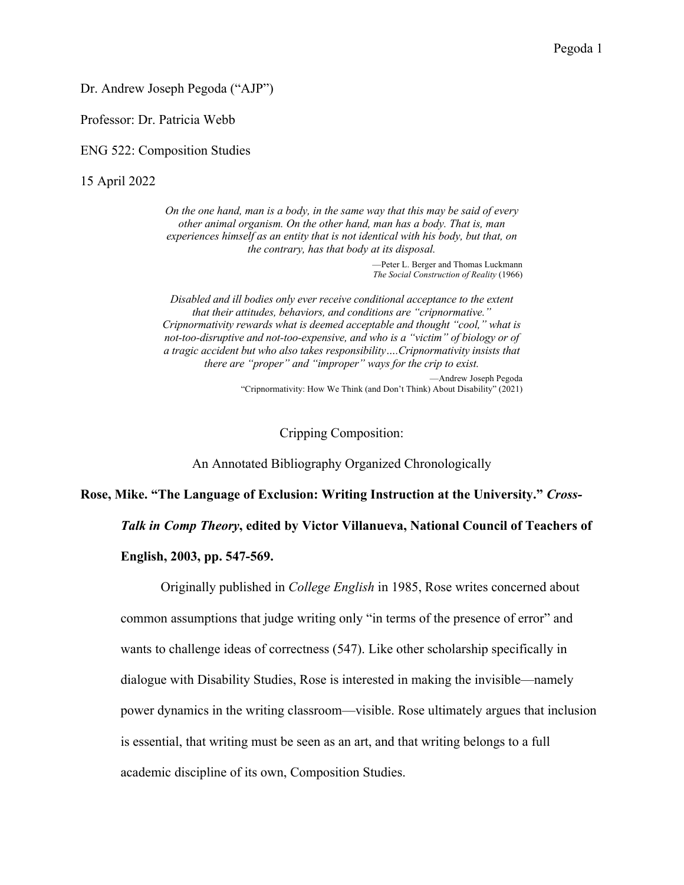Dr. Andrew Joseph Pegoda ("AJP")

Professor: Dr. Patricia Webb

ENG 522: Composition Studies

15 April 2022

> *On the one hand, man is a body, in the same way that this may be said of every other animal organism. On the other hand, man has a body. That is, man experiences himself as an entity that is not identical with his body, but that, on the contrary, has that body at its disposal.*
>
> —Peter L. Berger and Thomas Luckmann
> *The Social Construction of Reality* (1966)

> *Disabled and ill bodies only ever receive conditional acceptance to the extent that their attitudes, behaviors, and conditions are "cripnormative." Cripnormativity rewards what is deemed acceptable and thought "cool," what is not-too-disruptive and not-too-expensive, and who is a "victim" of biology or of a tragic accident but who also takes responsibility….Cripnormativity insists that there are "proper" and "improper" ways for the crip to exist.*
>
> —Andrew Joseph Pegoda
> "Cripnormativity: How We Think (and Don't Think) About Disability" (2021)

# Cripping Composition:

## An Annotated Bibliography Organized Chronologically

**Rose, Mike. "The Language of Exclusion: Writing Instruction at the University."** ***Cross-Talk in Comp Theory*****, edited by Victor Villanueva, National Council of Teachers of English, 2003, pp. 547-569.**

Originally published in *College English* in 1985, Rose writes concerned about common assumptions that judge writing only "in terms of the presence of error" and wants to challenge ideas of correctness (547). Like other scholarship specifically in dialogue with Disability Studies, Rose is interested in making the invisible—namely power dynamics in the writing classroom—visible. Rose ultimately argues that inclusion is essential, that writing must be seen as an art, and that writing belongs to a full academic discipline of its own, Composition Studies.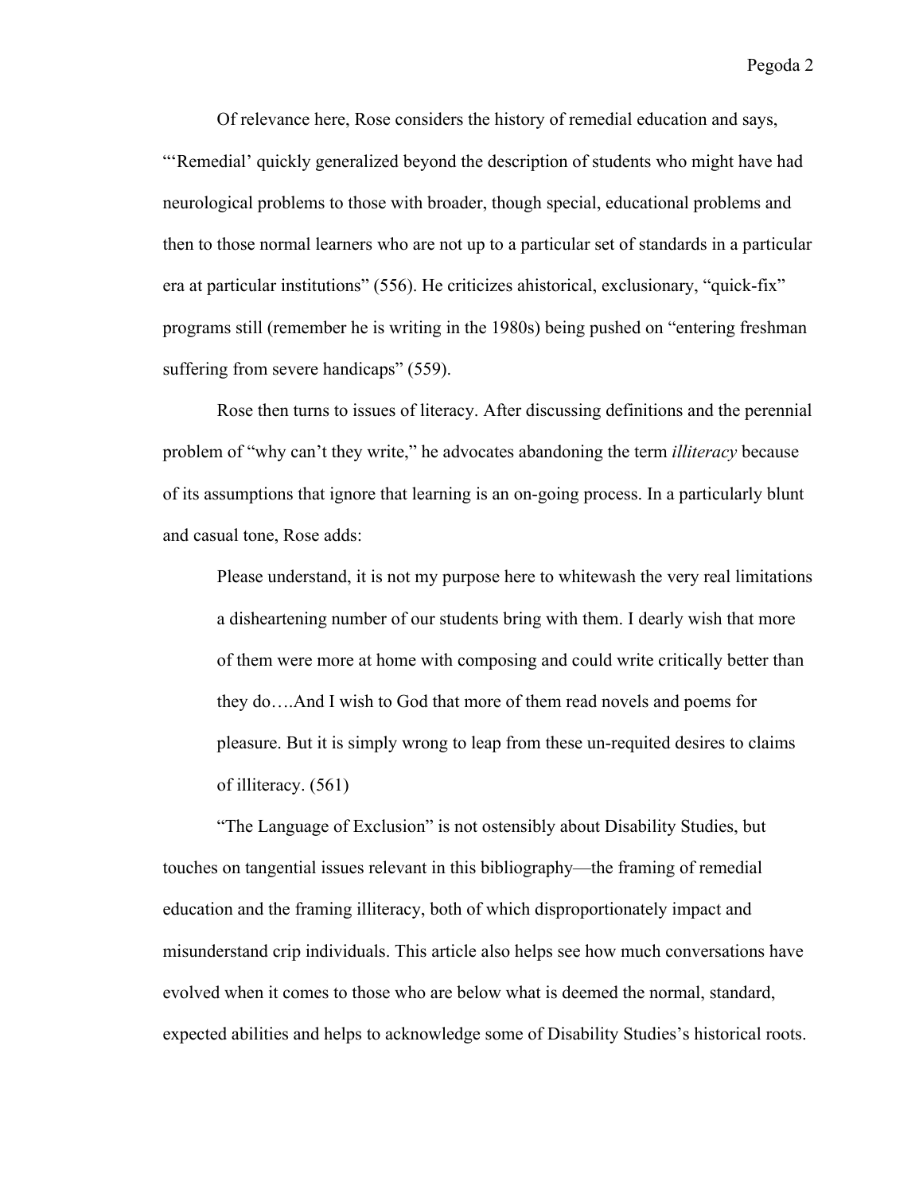Of relevance here, Rose considers the history of remedial education and says, "'Remedial' quickly generalized beyond the description of students who might have had neurological problems to those with broader, though special, educational problems and then to those normal learners who are not up to a particular set of standards in a particular era at particular institutions" (556). He criticizes ahistorical, exclusionary, "quick-fix" programs still (remember he is writing in the 1980s) being pushed on "entering freshman suffering from severe handicaps" (559).

Rose then turns to issues of literacy. After discussing definitions and the perennial problem of "why can't they write," he advocates abandoning the term *illiteracy* because of its assumptions that ignore that learning is an on-going process. In a particularly blunt and casual tone, Rose adds:

> Please understand, it is not my purpose here to whitewash the very real limitations a disheartening number of our students bring with them. I dearly wish that more of them were more at home with composing and could write critically better than they do….And I wish to God that more of them read novels and poems for pleasure. But it is simply wrong to leap from these un-requited desires to claims of illiteracy. (561)

"The Language of Exclusion" is not ostensibly about Disability Studies, but touches on tangential issues relevant in this bibliography—the framing of remedial education and the framing illiteracy, both of which disproportionately impact and misunderstand crip individuals. This article also helps see how much conversations have evolved when it comes to those who are below what is deemed the normal, standard, expected abilities and helps to acknowledge some of Disability Studies's historical roots.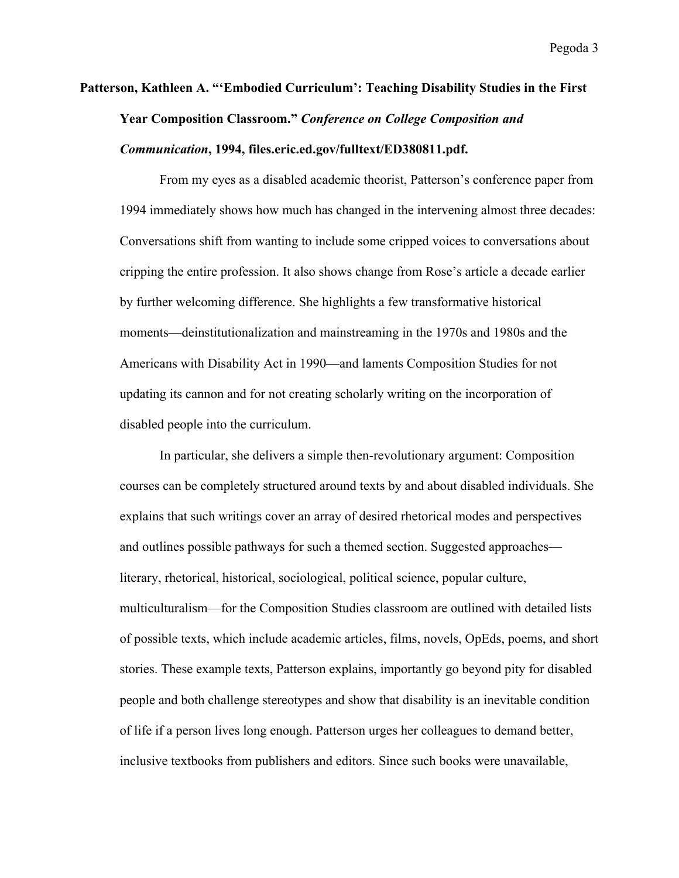**Patterson, Kathleen A. "'Embodied Curriculum': Teaching Disability Studies in the First Year Composition Classroom."** ***Conference on College Composition and Communication*****, 1994, files.eric.ed.gov/fulltext/ED380811.pdf.**

From my eyes as a disabled academic theorist, Patterson's conference paper from 1994 immediately shows how much has changed in the intervening almost three decades: Conversations shift from wanting to include some cripped voices to conversations about cripping the entire profession. It also shows change from Rose's article a decade earlier by further welcoming difference. She highlights a few transformative historical moments—deinstitutionalization and mainstreaming in the 1970s and 1980s and the Americans with Disability Act in 1990—and laments Composition Studies for not updating its cannon and for not creating scholarly writing on the incorporation of disabled people into the curriculum.

In particular, she delivers a simple then-revolutionary argument: Composition courses can be completely structured around texts by and about disabled individuals. She explains that such writings cover an array of desired rhetorical modes and perspectives and outlines possible pathways for such a themed section. Suggested approaches—literary, rhetorical, historical, sociological, political science, popular culture, multiculturalism—for the Composition Studies classroom are outlined with detailed lists of possible texts, which include academic articles, films, novels, OpEds, poems, and short stories. These example texts, Patterson explains, importantly go beyond pity for disabled people and both challenge stereotypes and show that disability is an inevitable condition of life if a person lives long enough. Patterson urges her colleagues to demand better, inclusive textbooks from publishers and editors. Since such books were unavailable,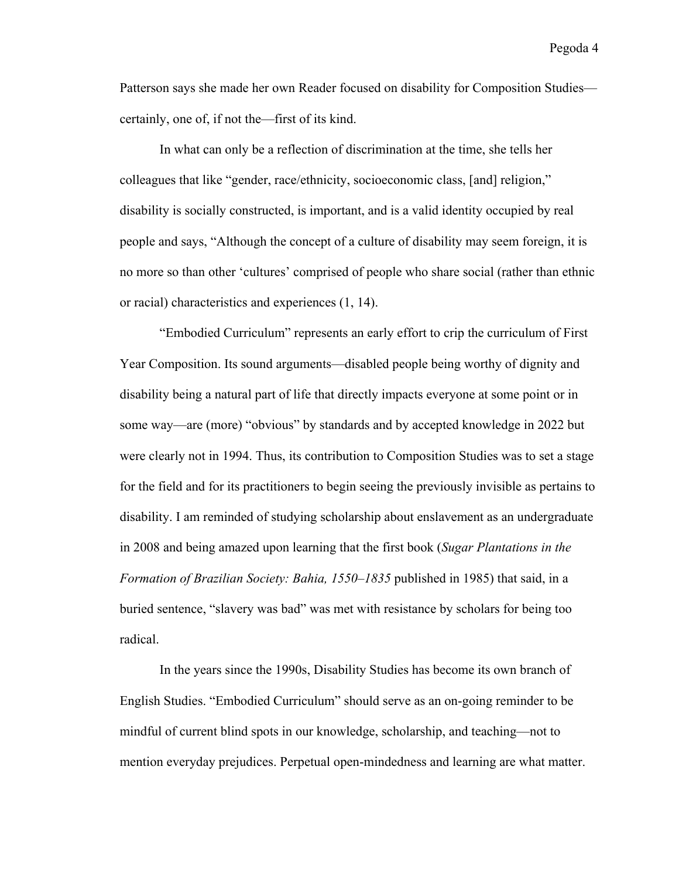Patterson says she made her own Reader focused on disability for Composition Studies—certainly, one of, if not the—first of its kind.

In what can only be a reflection of discrimination at the time, she tells her colleagues that like "gender, race/ethnicity, socioeconomic class, [and] religion," disability is socially constructed, is important, and is a valid identity occupied by real people and says, "Although the concept of a culture of disability may seem foreign, it is no more so than other 'cultures' comprised of people who share social (rather than ethnic or racial) characteristics and experiences (1, 14).

"Embodied Curriculum" represents an early effort to crip the curriculum of First Year Composition. Its sound arguments—disabled people being worthy of dignity and disability being a natural part of life that directly impacts everyone at some point or in some way—are (more) "obvious" by standards and by accepted knowledge in 2022 but were clearly not in 1994. Thus, its contribution to Composition Studies was to set a stage for the field and for its practitioners to begin seeing the previously invisible as pertains to disability. I am reminded of studying scholarship about enslavement as an undergraduate in 2008 and being amazed upon learning that the first book (*Sugar Plantations in the Formation of Brazilian Society: Bahia, 1550–1835* published in 1985) that said, in a buried sentence, "slavery was bad" was met with resistance by scholars for being too radical.

In the years since the 1990s, Disability Studies has become its own branch of English Studies. "Embodied Curriculum" should serve as an on-going reminder to be mindful of current blind spots in our knowledge, scholarship, and teaching—not to mention everyday prejudices. Perpetual open-mindedness and learning are what matter.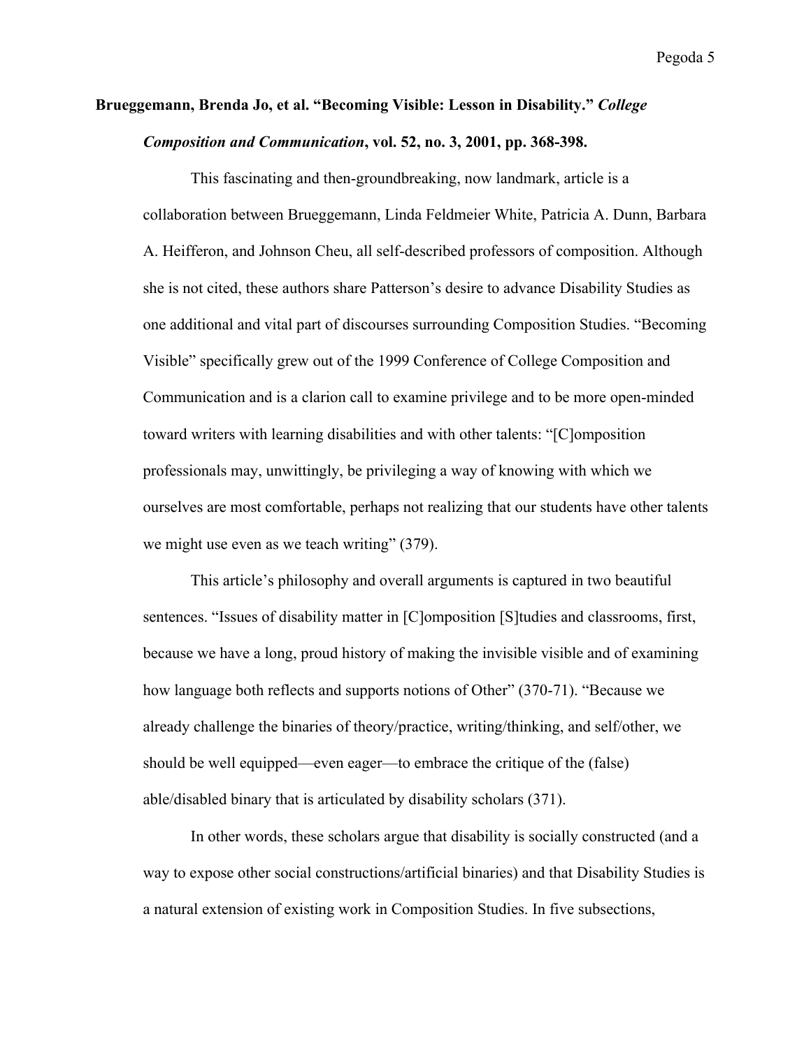**Brueggemann, Brenda Jo, et al. "Becoming Visible: Lesson in Disability."** ***College Composition and Communication*****, vol. 52, no. 3, 2001, pp. 368-398.**

This fascinating and then-groundbreaking, now landmark, article is a collaboration between Brueggemann, Linda Feldmeier White, Patricia A. Dunn, Barbara A. Heifferon, and Johnson Cheu, all self-described professors of composition. Although she is not cited, these authors share Patterson's desire to advance Disability Studies as one additional and vital part of discourses surrounding Composition Studies. "Becoming Visible" specifically grew out of the 1999 Conference of College Composition and Communication and is a clarion call to examine privilege and to be more open-minded toward writers with learning disabilities and with other talents: "[C]omposition professionals may, unwittingly, be privileging a way of knowing with which we ourselves are most comfortable, perhaps not realizing that our students have other talents we might use even as we teach writing" (379).

This article's philosophy and overall arguments is captured in two beautiful sentences. "Issues of disability matter in [C]omposition [S]tudies and classrooms, first, because we have a long, proud history of making the invisible visible and of examining how language both reflects and supports notions of Other" (370-71). "Because we already challenge the binaries of theory/practice, writing/thinking, and self/other, we should be well equipped—even eager—to embrace the critique of the (false) able/disabled binary that is articulated by disability scholars (371).

In other words, these scholars argue that disability is socially constructed (and a way to expose other social constructions/artificial binaries) and that Disability Studies is a natural extension of existing work in Composition Studies. In five subsections,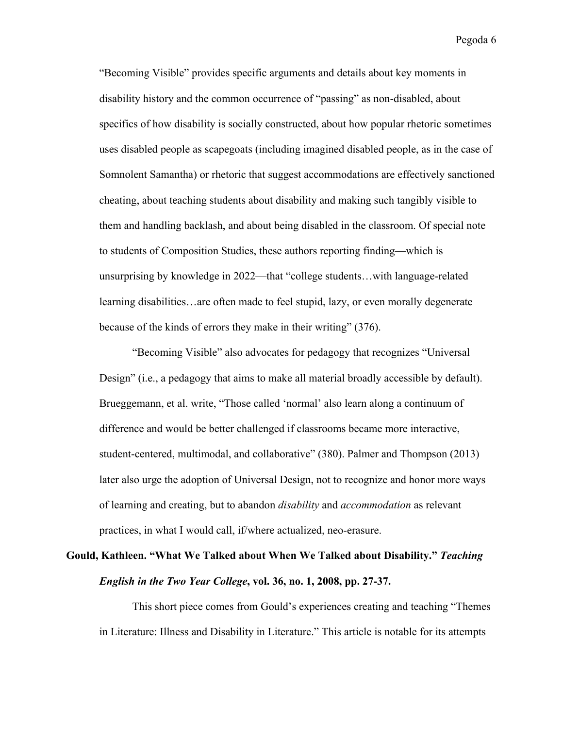"Becoming Visible" provides specific arguments and details about key moments in disability history and the common occurrence of "passing" as non-disabled, about specifics of how disability is socially constructed, about how popular rhetoric sometimes uses disabled people as scapegoats (including imagined disabled people, as in the case of Somnolent Samantha) or rhetoric that suggest accommodations are effectively sanctioned cheating, about teaching students about disability and making such tangibly visible to them and handling backlash, and about being disabled in the classroom. Of special note to students of Composition Studies, these authors reporting finding—which is unsurprising by knowledge in 2022—that "college students…with language-related learning disabilities…are often made to feel stupid, lazy, or even morally degenerate because of the kinds of errors they make in their writing" (376).

"Becoming Visible" also advocates for pedagogy that recognizes "Universal Design" (i.e., a pedagogy that aims to make all material broadly accessible by default). Brueggemann, et al. write, "Those called 'normal' also learn along a continuum of difference and would be better challenged if classrooms became more interactive, student-centered, multimodal, and collaborative" (380). Palmer and Thompson (2013) later also urge the adoption of Universal Design, not to recognize and honor more ways of learning and creating, but to abandon *disability* and *accommodation* as relevant practices, in what I would call, if/where actualized, neo-erasure.

**Gould, Kathleen. "What We Talked about When We Talked about Disability." *Teaching English in the Two Year College*, vol. 36, no. 1, 2008, pp. 27-37.**

This short piece comes from Gould's experiences creating and teaching "Themes in Literature: Illness and Disability in Literature." This article is notable for its attempts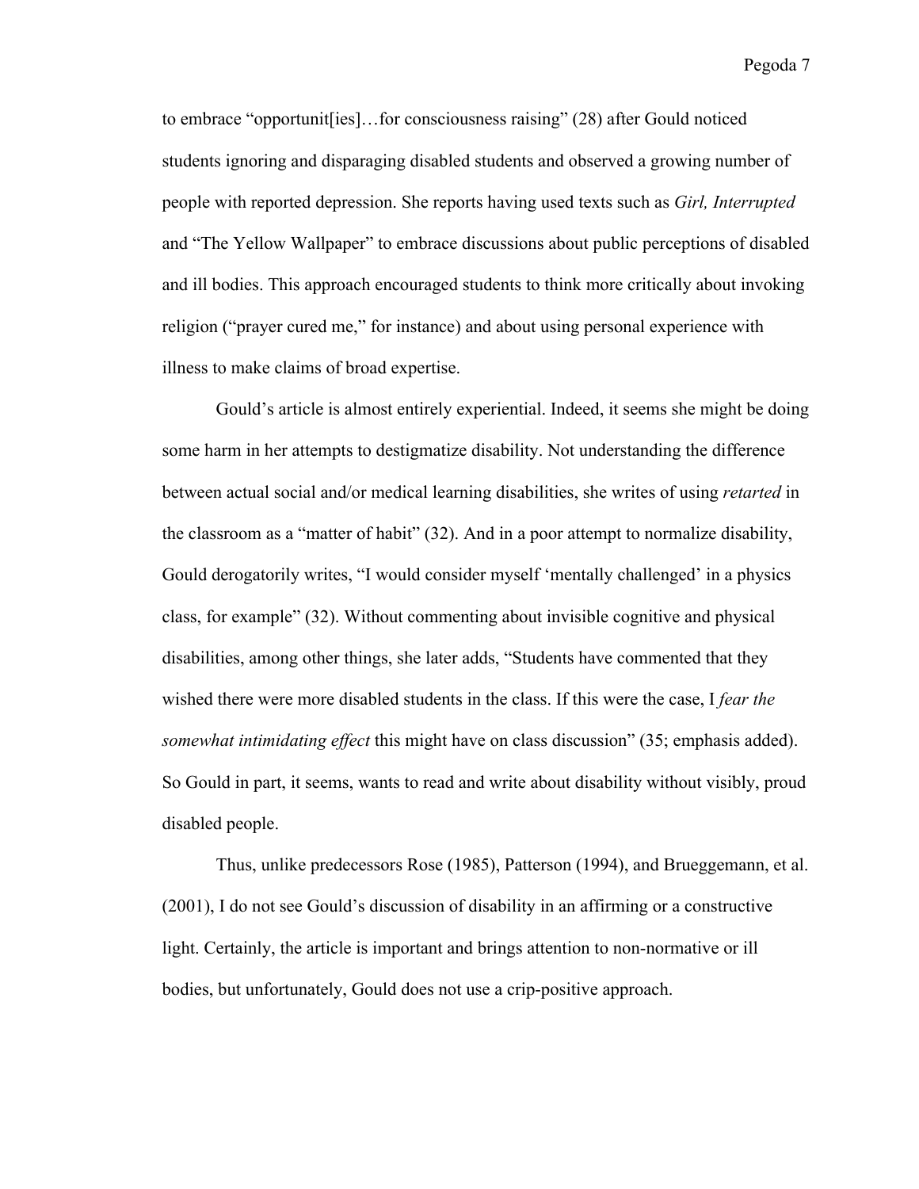to embrace "opportunit[ies]…for consciousness raising" (28) after Gould noticed students ignoring and disparaging disabled students and observed a growing number of people with reported depression. She reports having used texts such as *Girl, Interrupted* and "The Yellow Wallpaper" to embrace discussions about public perceptions of disabled and ill bodies. This approach encouraged students to think more critically about invoking religion ("prayer cured me," for instance) and about using personal experience with illness to make claims of broad expertise.

Gould's article is almost entirely experiential. Indeed, it seems she might be doing some harm in her attempts to destigmatize disability. Not understanding the difference between actual social and/or medical learning disabilities, she writes of using *retarted* in the classroom as a "matter of habit" (32). And in a poor attempt to normalize disability, Gould derogatorily writes, "I would consider myself 'mentally challenged' in a physics class, for example" (32). Without commenting about invisible cognitive and physical disabilities, among other things, she later adds, "Students have commented that they wished there were more disabled students in the class. If this were the case, I *fear the somewhat intimidating effect* this might have on class discussion" (35; emphasis added). So Gould in part, it seems, wants to read and write about disability without visibly, proud disabled people.

Thus, unlike predecessors Rose (1985), Patterson (1994), and Brueggemann, et al. (2001), I do not see Gould's discussion of disability in an affirming or a constructive light. Certainly, the article is important and brings attention to non-normative or ill bodies, but unfortunately, Gould does not use a crip-positive approach.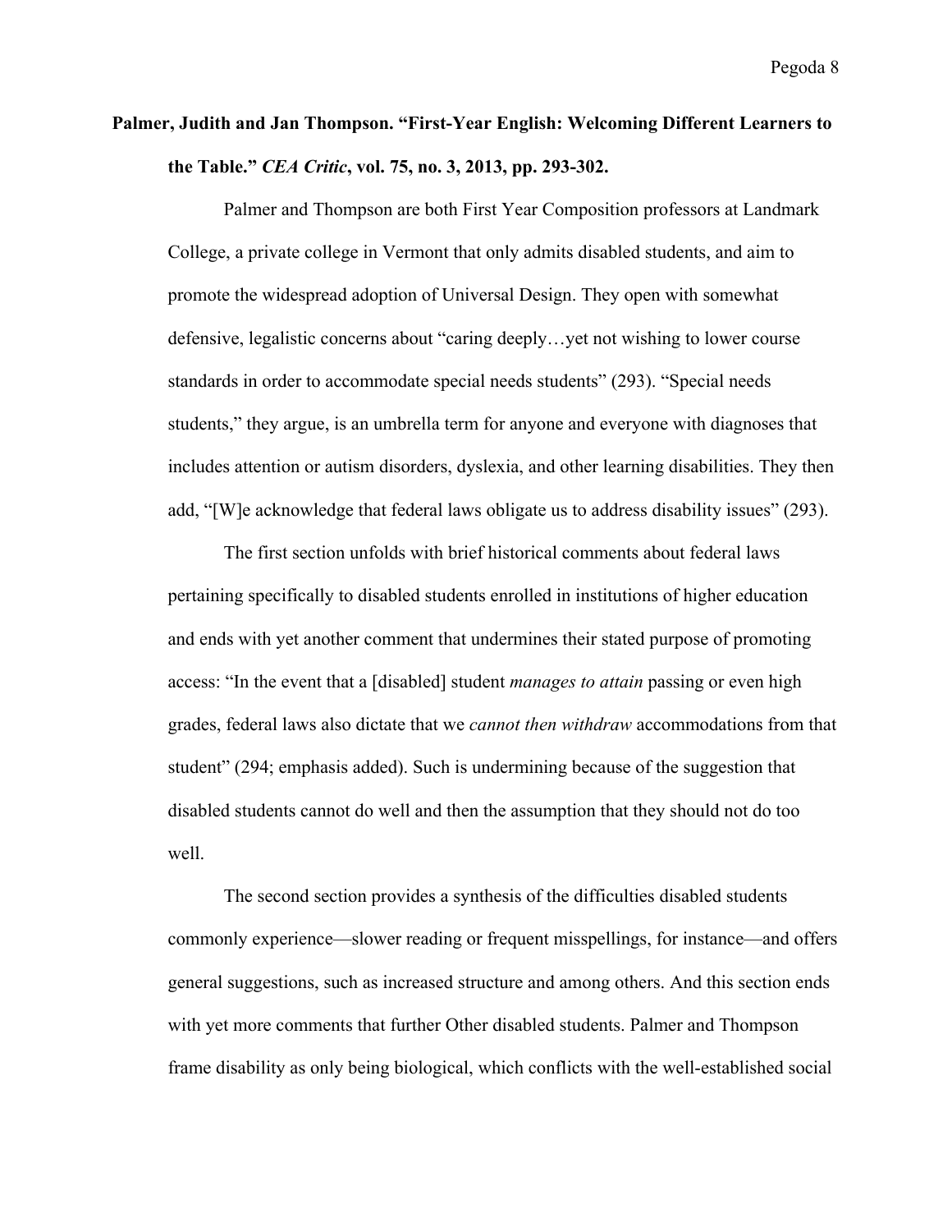**Palmer, Judith and Jan Thompson. "First-Year English: Welcoming Different Learners to the Table."** ***CEA Critic*****, vol. 75, no. 3, 2013, pp. 293-302.**

Palmer and Thompson are both First Year Composition professors at Landmark College, a private college in Vermont that only admits disabled students, and aim to promote the widespread adoption of Universal Design. They open with somewhat defensive, legalistic concerns about "caring deeply…yet not wishing to lower course standards in order to accommodate special needs students" (293). "Special needs students," they argue, is an umbrella term for anyone and everyone with diagnoses that includes attention or autism disorders, dyslexia, and other learning disabilities. They then add, "[W]e acknowledge that federal laws obligate us to address disability issues" (293).

The first section unfolds with brief historical comments about federal laws pertaining specifically to disabled students enrolled in institutions of higher education and ends with yet another comment that undermines their stated purpose of promoting access: "In the event that a [disabled] student *manages to attain* passing or even high grades, federal laws also dictate that we *cannot then withdraw* accommodations from that student" (294; emphasis added). Such is undermining because of the suggestion that disabled students cannot do well and then the assumption that they should not do too well.

The second section provides a synthesis of the difficulties disabled students commonly experience—slower reading or frequent misspellings, for instance—and offers general suggestions, such as increased structure and among others. And this section ends with yet more comments that further Other disabled students. Palmer and Thompson frame disability as only being biological, which conflicts with the well-established social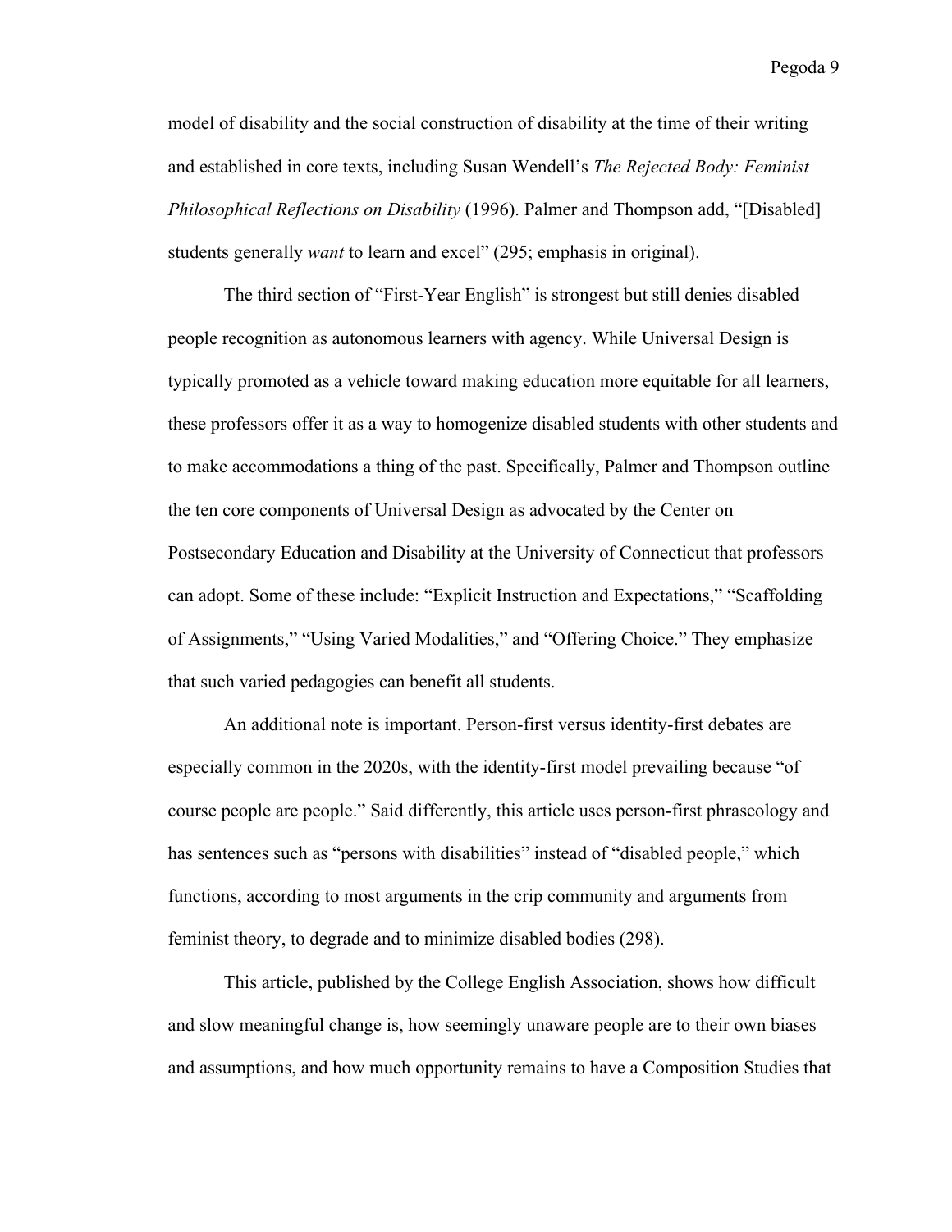model of disability and the social construction of disability at the time of their writing and established in core texts, including Susan Wendell's *The Rejected Body: Feminist Philosophical Reflections on Disability* (1996). Palmer and Thompson add, "[Disabled] students generally *want* to learn and excel" (295; emphasis in original).

The third section of "First-Year English" is strongest but still denies disabled people recognition as autonomous learners with agency. While Universal Design is typically promoted as a vehicle toward making education more equitable for all learners, these professors offer it as a way to homogenize disabled students with other students and to make accommodations a thing of the past. Specifically, Palmer and Thompson outline the ten core components of Universal Design as advocated by the Center on Postsecondary Education and Disability at the University of Connecticut that professors can adopt. Some of these include: "Explicit Instruction and Expectations," "Scaffolding of Assignments," "Using Varied Modalities," and "Offering Choice." They emphasize that such varied pedagogies can benefit all students.

An additional note is important. Person-first versus identity-first debates are especially common in the 2020s, with the identity-first model prevailing because "of course people are people." Said differently, this article uses person-first phraseology and has sentences such as "persons with disabilities" instead of "disabled people," which functions, according to most arguments in the crip community and arguments from feminist theory, to degrade and to minimize disabled bodies (298).

This article, published by the College English Association, shows how difficult and slow meaningful change is, how seemingly unaware people are to their own biases and assumptions, and how much opportunity remains to have a Composition Studies that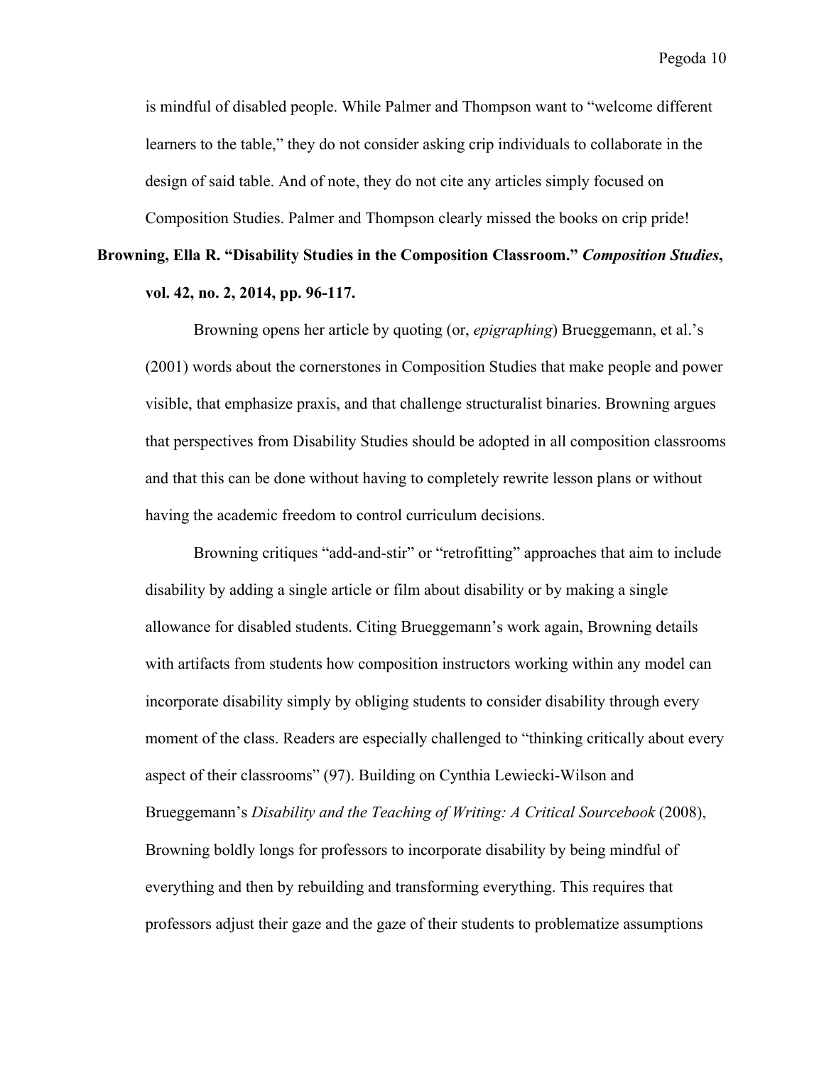is mindful of disabled people. While Palmer and Thompson want to "welcome different learners to the table," they do not consider asking crip individuals to collaborate in the design of said table. And of note, they do not cite any articles simply focused on Composition Studies. Palmer and Thompson clearly missed the books on crip pride!

**Browning, Ella R. "Disability Studies in the Composition Classroom."** ***Composition Studies*****, vol. 42, no. 2, 2014, pp. 96-117.**

Browning opens her article by quoting (or, *epigraphing*) Brueggemann, et al.'s (2001) words about the cornerstones in Composition Studies that make people and power visible, that emphasize praxis, and that challenge structuralist binaries. Browning argues that perspectives from Disability Studies should be adopted in all composition classrooms and that this can be done without having to completely rewrite lesson plans or without having the academic freedom to control curriculum decisions.

Browning critiques "add-and-stir" or "retrofitting" approaches that aim to include disability by adding a single article or film about disability or by making a single allowance for disabled students. Citing Brueggemann's work again, Browning details with artifacts from students how composition instructors working within any model can incorporate disability simply by obliging students to consider disability through every moment of the class. Readers are especially challenged to "thinking critically about every aspect of their classrooms" (97). Building on Cynthia Lewiecki-Wilson and Brueggemann's *Disability and the Teaching of Writing: A Critical Sourcebook* (2008), Browning boldly longs for professors to incorporate disability by being mindful of everything and then by rebuilding and transforming everything. This requires that professors adjust their gaze and the gaze of their students to problematize assumptions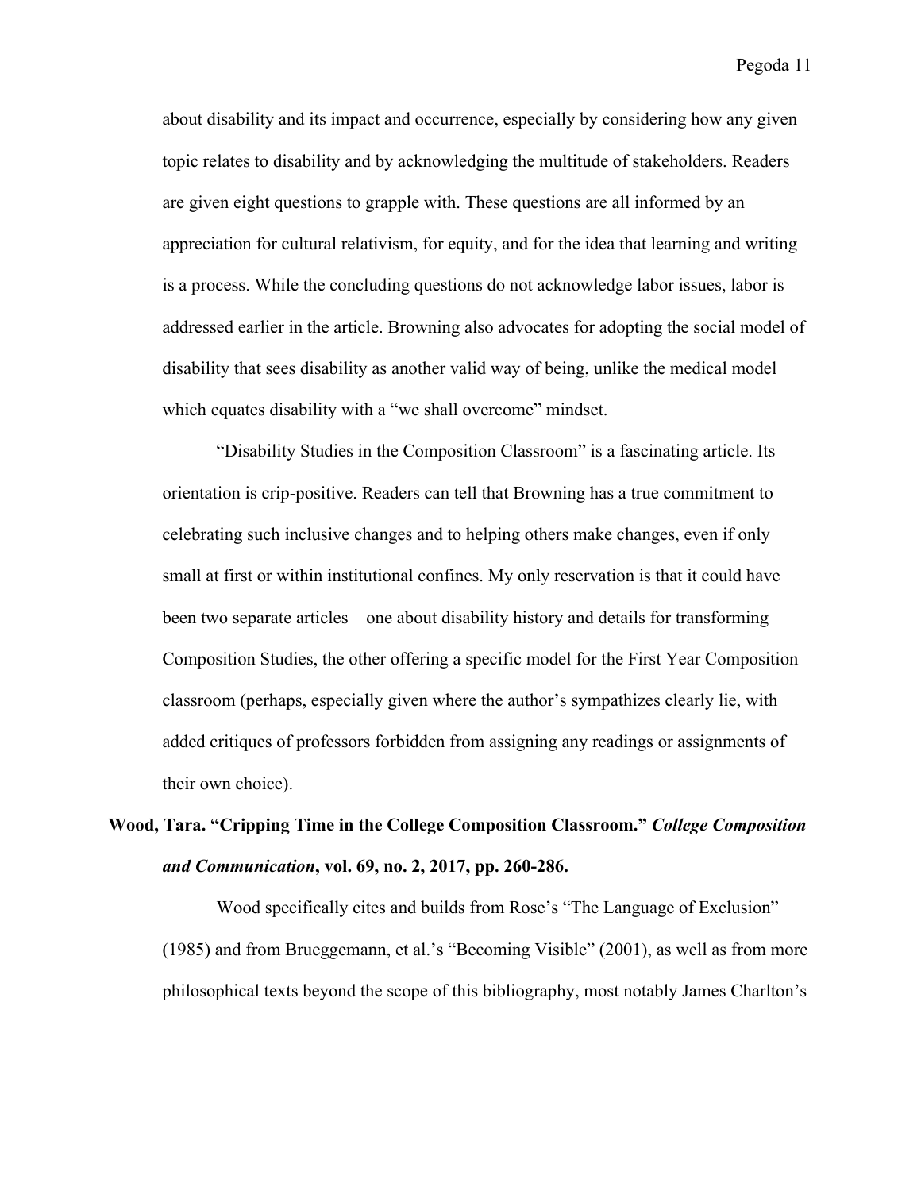about disability and its impact and occurrence, especially by considering how any given topic relates to disability and by acknowledging the multitude of stakeholders. Readers are given eight questions to grapple with. These questions are all informed by an appreciation for cultural relativism, for equity, and for the idea that learning and writing is a process. While the concluding questions do not acknowledge labor issues, labor is addressed earlier in the article. Browning also advocates for adopting the social model of disability that sees disability as another valid way of being, unlike the medical model which equates disability with a "we shall overcome" mindset.

"Disability Studies in the Composition Classroom" is a fascinating article. Its orientation is crip-positive. Readers can tell that Browning has a true commitment to celebrating such inclusive changes and to helping others make changes, even if only small at first or within institutional confines. My only reservation is that it could have been two separate articles—one about disability history and details for transforming Composition Studies, the other offering a specific model for the First Year Composition classroom (perhaps, especially given where the author's sympathizes clearly lie, with added critiques of professors forbidden from assigning any readings or assignments of their own choice).

**Wood, Tara. "Cripping Time in the College Composition Classroom." *College Composition and Communication*, vol. 69, no. 2, 2017, pp. 260-286.**

Wood specifically cites and builds from Rose's "The Language of Exclusion" (1985) and from Brueggemann, et al.'s "Becoming Visible" (2001), as well as from more philosophical texts beyond the scope of this bibliography, most notably James Charlton's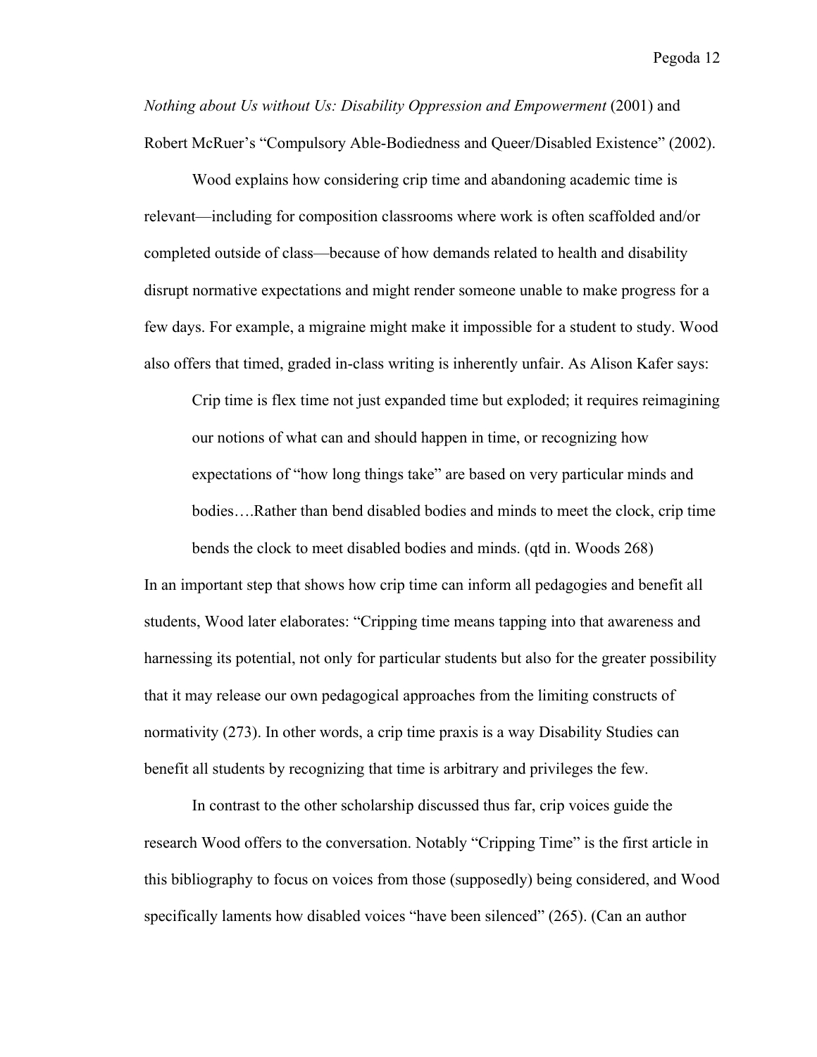*Nothing about Us without Us: Disability Oppression and Empowerment* (2001) and Robert McRuer's "Compulsory Able-Bodiedness and Queer/Disabled Existence" (2002).

Wood explains how considering crip time and abandoning academic time is relevant—including for composition classrooms where work is often scaffolded and/or completed outside of class—because of how demands related to health and disability disrupt normative expectations and might render someone unable to make progress for a few days. For example, a migraine might make it impossible for a student to study. Wood also offers that timed, graded in-class writing is inherently unfair. As Alison Kafer says:

> Crip time is flex time not just expanded time but exploded; it requires reimagining our notions of what can and should happen in time, or recognizing how expectations of "how long things take" are based on very particular minds and bodies….Rather than bend disabled bodies and minds to meet the clock, crip time bends the clock to meet disabled bodies and minds. (qtd in. Woods 268)

In an important step that shows how crip time can inform all pedagogies and benefit all students, Wood later elaborates: "Cripping time means tapping into that awareness and harnessing its potential, not only for particular students but also for the greater possibility that it may release our own pedagogical approaches from the limiting constructs of normativity (273). In other words, a crip time praxis is a way Disability Studies can benefit all students by recognizing that time is arbitrary and privileges the few.

In contrast to the other scholarship discussed thus far, crip voices guide the research Wood offers to the conversation. Notably "Cripping Time" is the first article in this bibliography to focus on voices from those (supposedly) being considered, and Wood specifically laments how disabled voices "have been silenced" (265). (Can an author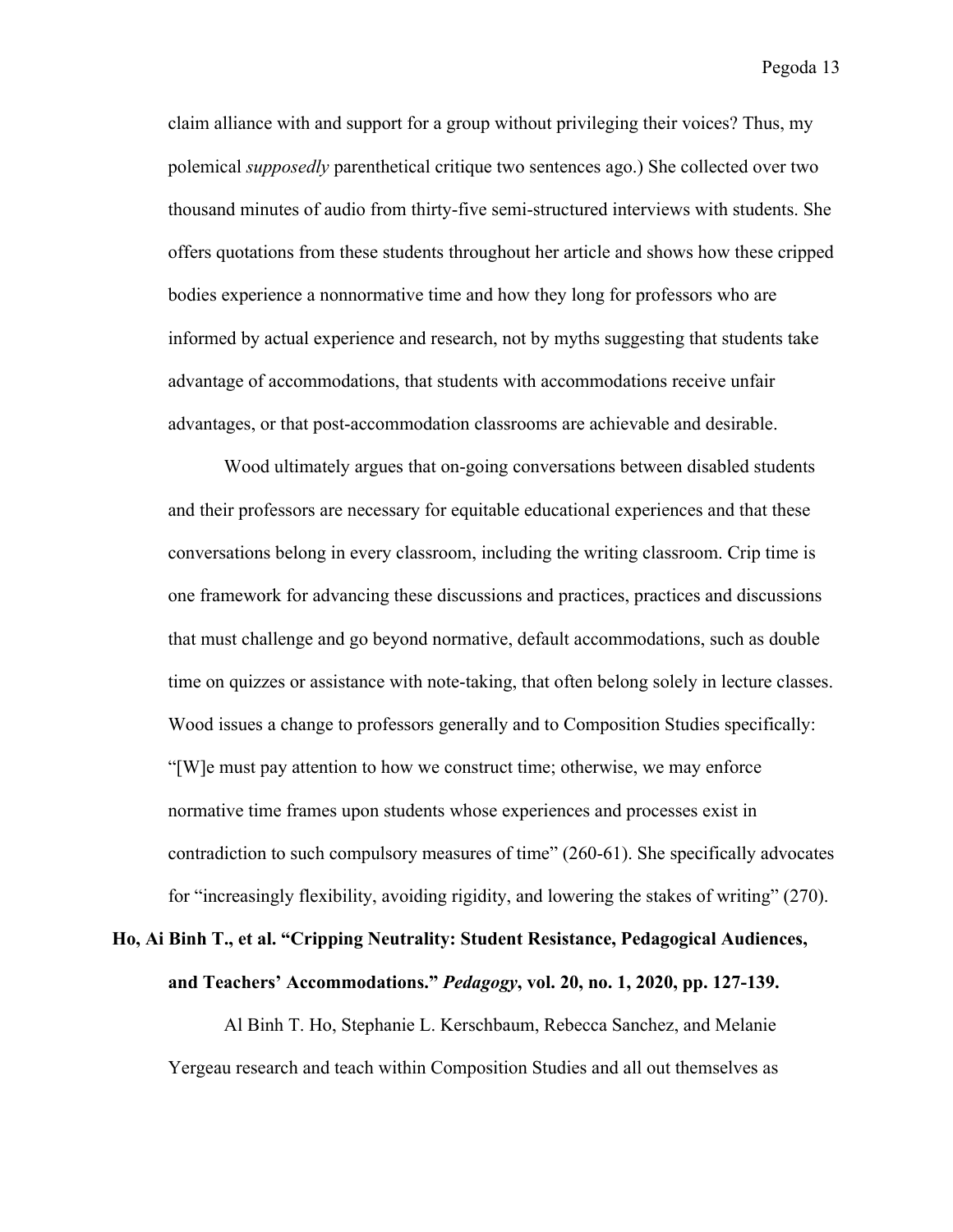claim alliance with and support for a group without privileging their voices? Thus, my polemical *supposedly* parenthetical critique two sentences ago.) She collected over two thousand minutes of audio from thirty-five semi-structured interviews with students. She offers quotations from these students throughout her article and shows how these cripped bodies experience a nonnormative time and how they long for professors who are informed by actual experience and research, not by myths suggesting that students take advantage of accommodations, that students with accommodations receive unfair advantages, or that post-accommodation classrooms are achievable and desirable.

Wood ultimately argues that on-going conversations between disabled students and their professors are necessary for equitable educational experiences and that these conversations belong in every classroom, including the writing classroom. Crip time is one framework for advancing these discussions and practices, practices and discussions that must challenge and go beyond normative, default accommodations, such as double time on quizzes or assistance with note-taking, that often belong solely in lecture classes. Wood issues a change to professors generally and to Composition Studies specifically: "[W]e must pay attention to how we construct time; otherwise, we may enforce normative time frames upon students whose experiences and processes exist in contradiction to such compulsory measures of time" (260-61). She specifically advocates for "increasingly flexibility, avoiding rigidity, and lowering the stakes of writing" (270).

**Ho, Ai Binh T., et al. "Cripping Neutrality: Student Resistance, Pedagogical Audiences, and Teachers' Accommodations."** ***Pedagogy*****, vol. 20, no. 1, 2020, pp. 127-139.**

Al Binh T. Ho, Stephanie L. Kerschbaum, Rebecca Sanchez, and Melanie Yergeau research and teach within Composition Studies and all out themselves as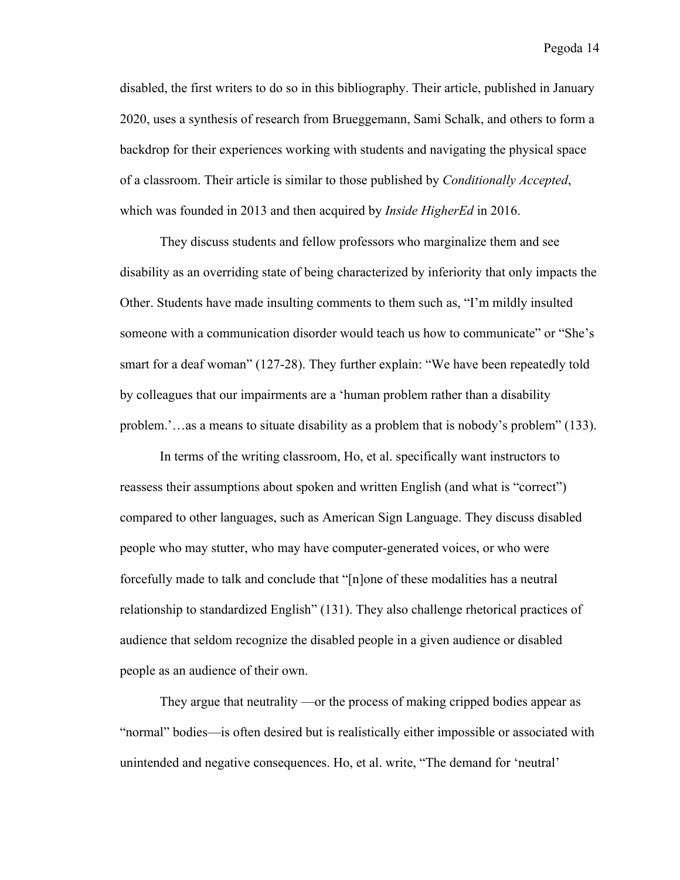disabled, the first writers to do so in this bibliography. Their article, published in January 2020, uses a synthesis of research from Brueggemann, Sami Schalk, and others to form a backdrop for their experiences working with students and navigating the physical space of a classroom. Their article is similar to those published by *Conditionally Accepted*, which was founded in 2013 and then acquired by *Inside HigherEd* in 2016.

They discuss students and fellow professors who marginalize them and see disability as an overriding state of being characterized by inferiority that only impacts the Other. Students have made insulting comments to them such as, "I'm mildly insulted someone with a communication disorder would teach us how to communicate" or "She's smart for a deaf woman" (127-28). They further explain: "We have been repeatedly told by colleagues that our impairments are a 'human problem rather than a disability problem.'…as a means to situate disability as a problem that is nobody's problem" (133).

In terms of the writing classroom, Ho, et al. specifically want instructors to reassess their assumptions about spoken and written English (and what is "correct") compared to other languages, such as American Sign Language. They discuss disabled people who may stutter, who may have computer-generated voices, or who were forcefully made to talk and conclude that "[n]one of these modalities has a neutral relationship to standardized English" (131). They also challenge rhetorical practices of audience that seldom recognize the disabled people in a given audience or disabled people as an audience of their own.

They argue that neutrality —or the process of making cripped bodies appear as "normal" bodies—is often desired but is realistically either impossible or associated with unintended and negative consequences. Ho, et al. write, "The demand for 'neutral'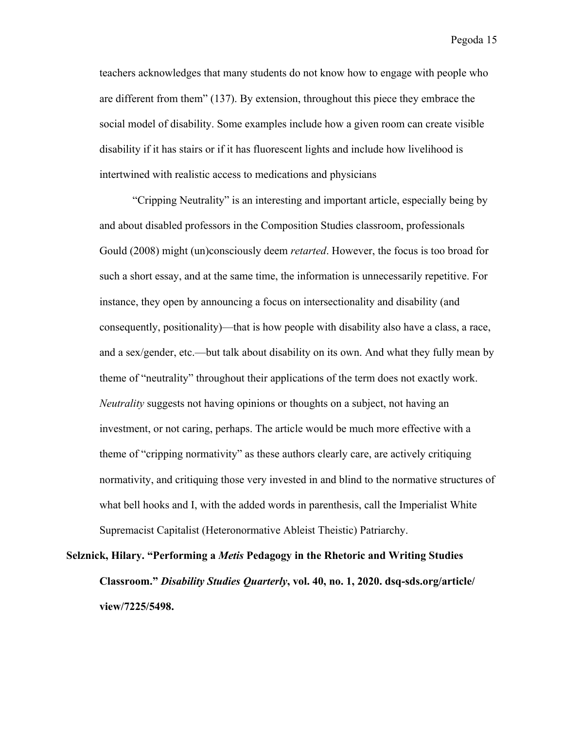teachers acknowledges that many students do not know how to engage with people who are different from them" (137). By extension, throughout this piece they embrace the social model of disability. Some examples include how a given room can create visible disability if it has stairs or if it has fluorescent lights and include how livelihood is intertwined with realistic access to medications and physicians

"Cripping Neutrality" is an interesting and important article, especially being by and about disabled professors in the Composition Studies classroom, professionals Gould (2008) might (un)consciously deem *retarted*. However, the focus is too broad for such a short essay, and at the same time, the information is unnecessarily repetitive. For instance, they open by announcing a focus on intersectionality and disability (and consequently, positionality)—that is how people with disability also have a class, a race, and a sex/gender, etc.—but talk about disability on its own. And what they fully mean by theme of "neutrality" throughout their applications of the term does not exactly work. *Neutrality* suggests not having opinions or thoughts on a subject, not having an investment, or not caring, perhaps. The article would be much more effective with a theme of "cripping normativity" as these authors clearly care, are actively critiquing normativity, and critiquing those very invested in and blind to the normative structures of what bell hooks and I, with the added words in parenthesis, call the Imperialist White Supremacist Capitalist (Heteronormative Ableist Theistic) Patriarchy.

**Selznick, Hilary. "Performing a *Metis* Pedagogy in the Rhetoric and Writing Studies Classroom." *Disability Studies Quarterly*, vol. 40, no. 1, 2020. dsq-sds.org/article/view/7225/5498.**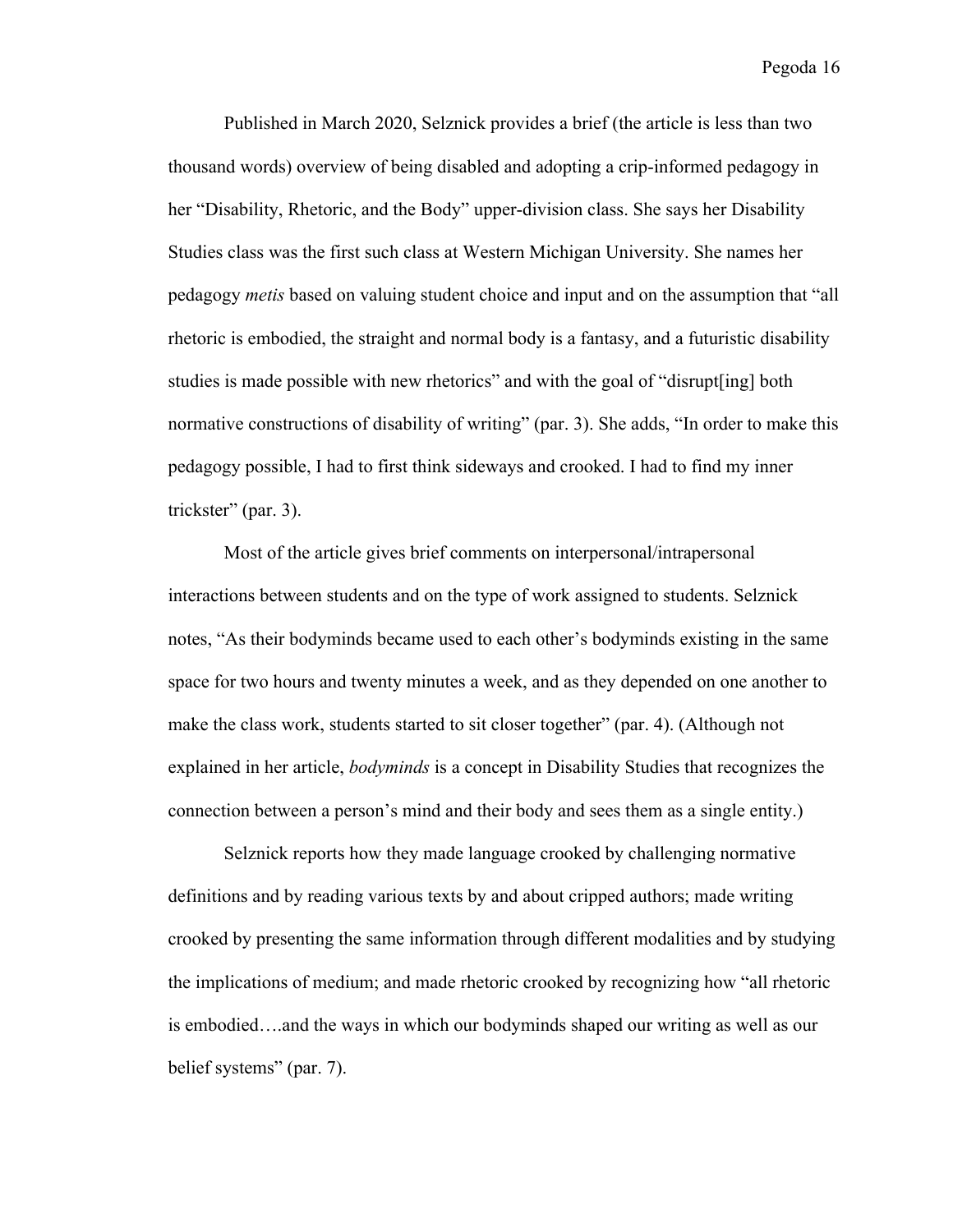Published in March 2020, Selznick provides a brief (the article is less than two thousand words) overview of being disabled and adopting a crip-informed pedagogy in her "Disability, Rhetoric, and the Body" upper-division class. She says her Disability Studies class was the first such class at Western Michigan University. She names her pedagogy *metis* based on valuing student choice and input and on the assumption that "all rhetoric is embodied, the straight and normal body is a fantasy, and a futuristic disability studies is made possible with new rhetorics" and with the goal of "disrupt[ing] both normative constructions of disability of writing" (par. 3). She adds, "In order to make this pedagogy possible, I had to first think sideways and crooked. I had to find my inner trickster" (par. 3).

Most of the article gives brief comments on interpersonal/intrapersonal interactions between students and on the type of work assigned to students. Selznick notes, "As their bodyminds became used to each other's bodyminds existing in the same space for two hours and twenty minutes a week, and as they depended on one another to make the class work, students started to sit closer together" (par. 4). (Although not explained in her article, *bodyminds* is a concept in Disability Studies that recognizes the connection between a person's mind and their body and sees them as a single entity.)

Selznick reports how they made language crooked by challenging normative definitions and by reading various texts by and about cripped authors; made writing crooked by presenting the same information through different modalities and by studying the implications of medium; and made rhetoric crooked by recognizing how "all rhetoric is embodied….and the ways in which our bodyminds shaped our writing as well as our belief systems" (par. 7).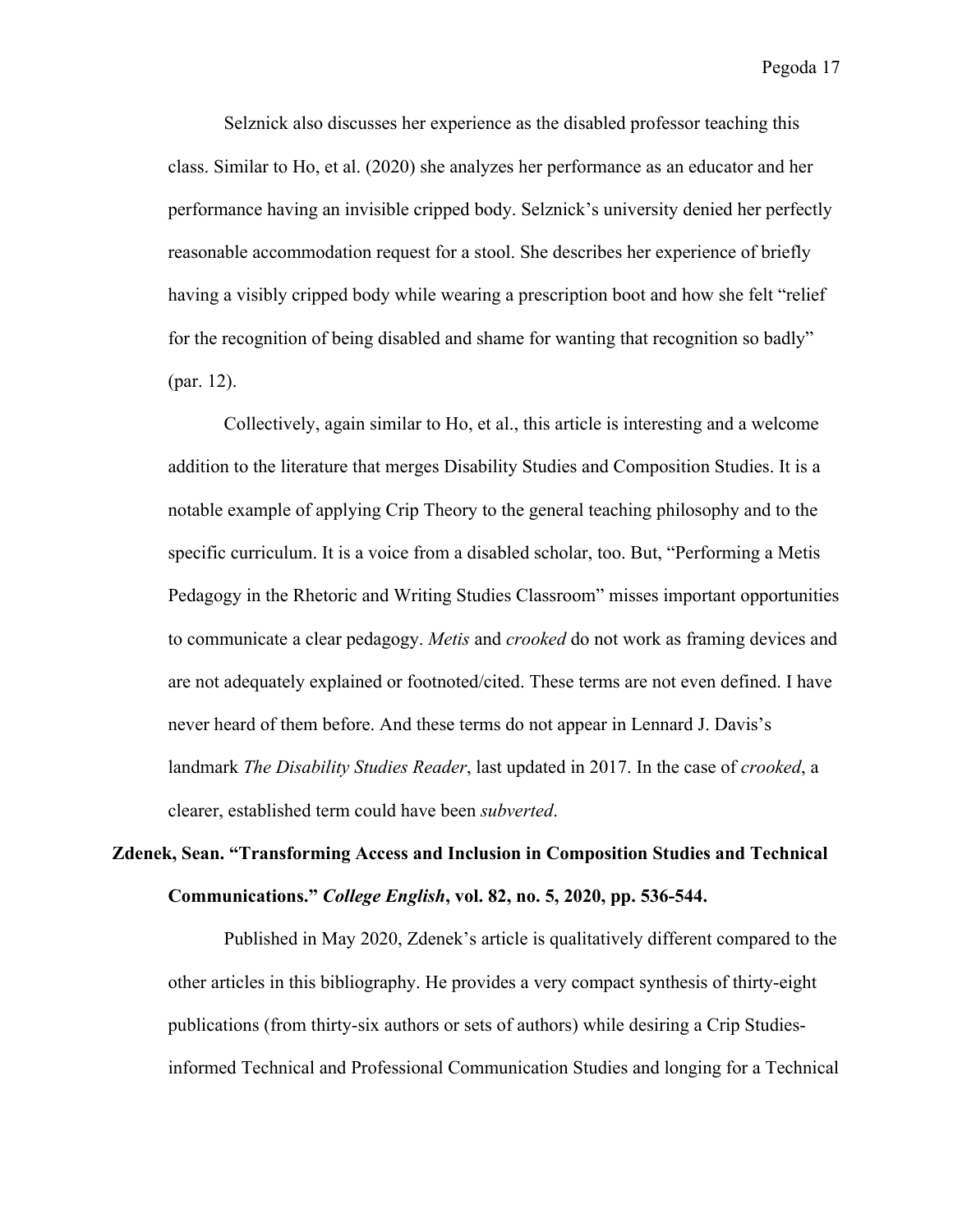Selznick also discusses her experience as the disabled professor teaching this class. Similar to Ho, et al. (2020) she analyzes her performance as an educator and her performance having an invisible cripped body. Selznick's university denied her perfectly reasonable accommodation request for a stool. She describes her experience of briefly having a visibly cripped body while wearing a prescription boot and how she felt "relief for the recognition of being disabled and shame for wanting that recognition so badly" (par. 12).

Collectively, again similar to Ho, et al., this article is interesting and a welcome addition to the literature that merges Disability Studies and Composition Studies. It is a notable example of applying Crip Theory to the general teaching philosophy and to the specific curriculum. It is a voice from a disabled scholar, too. But, "Performing a Metis Pedagogy in the Rhetoric and Writing Studies Classroom" misses important opportunities to communicate a clear pedagogy. *Metis* and *crooked* do not work as framing devices and are not adequately explained or footnoted/cited. These terms are not even defined. I have never heard of them before. And these terms do not appear in Lennard J. Davis's landmark *The Disability Studies Reader*, last updated in 2017. In the case of *crooked*, a clearer, established term could have been *subverted*.

**Zdenek, Sean. "Transforming Access and Inclusion in Composition Studies and Technical Communications."** ***College English*****, vol. 82, no. 5, 2020, pp. 536-544.**

Published in May 2020, Zdenek's article is qualitatively different compared to the other articles in this bibliography. He provides a very compact synthesis of thirty-eight publications (from thirty-six authors or sets of authors) while desiring a Crip Studies-informed Technical and Professional Communication Studies and longing for a Technical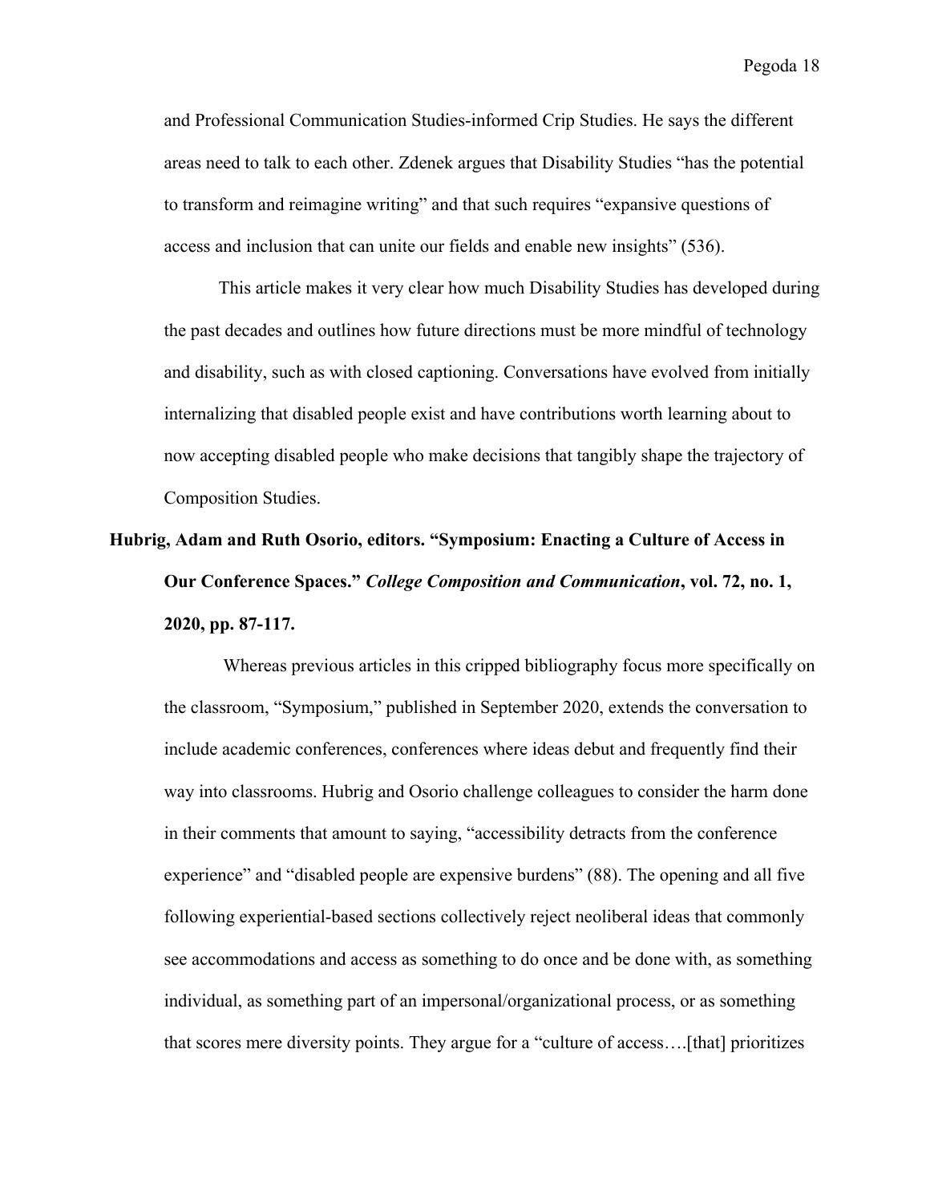and Professional Communication Studies-informed Crip Studies. He says the different areas need to talk to each other. Zdenek argues that Disability Studies "has the potential to transform and reimagine writing" and that such requires "expansive questions of access and inclusion that can unite our fields and enable new insights" (536).

This article makes it very clear how much Disability Studies has developed during the past decades and outlines how future directions must be more mindful of technology and disability, such as with closed captioning. Conversations have evolved from initially internalizing that disabled people exist and have contributions worth learning about to now accepting disabled people who make decisions that tangibly shape the trajectory of Composition Studies.

**Hubrig, Adam and Ruth Osorio, editors. "Symposium: Enacting a Culture of Access in Our Conference Spaces."** ***College Composition and Communication*****, vol. 72, no. 1, 2020, pp. 87-117.**

Whereas previous articles in this cripped bibliography focus more specifically on the classroom, "Symposium," published in September 2020, extends the conversation to include academic conferences, conferences where ideas debut and frequently find their way into classrooms. Hubrig and Osorio challenge colleagues to consider the harm done in their comments that amount to saying, "accessibility detracts from the conference experience" and "disabled people are expensive burdens" (88). The opening and all five following experiential-based sections collectively reject neoliberal ideas that commonly see accommodations and access as something to do once and be done with, as something individual, as something part of an impersonal/organizational process, or as something that scores mere diversity points. They argue for a "culture of access….[that] prioritizes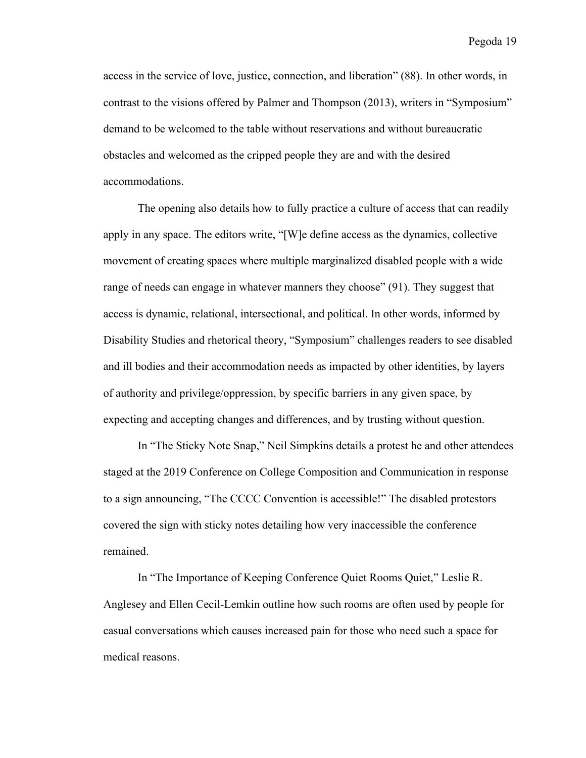access in the service of love, justice, connection, and liberation" (88). In other words, in contrast to the visions offered by Palmer and Thompson (2013), writers in "Symposium" demand to be welcomed to the table without reservations and without bureaucratic obstacles and welcomed as the cripped people they are and with the desired accommodations.

The opening also details how to fully practice a culture of access that can readily apply in any space. The editors write, "[W]e define access as the dynamics, collective movement of creating spaces where multiple marginalized disabled people with a wide range of needs can engage in whatever manners they choose" (91). They suggest that access is dynamic, relational, intersectional, and political. In other words, informed by Disability Studies and rhetorical theory, "Symposium" challenges readers to see disabled and ill bodies and their accommodation needs as impacted by other identities, by layers of authority and privilege/oppression, by specific barriers in any given space, by expecting and accepting changes and differences, and by trusting without question.

In "The Sticky Note Snap," Neil Simpkins details a protest he and other attendees staged at the 2019 Conference on College Composition and Communication in response to a sign announcing, "The CCCC Convention is accessible!" The disabled protestors covered the sign with sticky notes detailing how very inaccessible the conference remained.

In "The Importance of Keeping Conference Quiet Rooms Quiet," Leslie R. Anglesey and Ellen Cecil-Lemkin outline how such rooms are often used by people for casual conversations which causes increased pain for those who need such a space for medical reasons.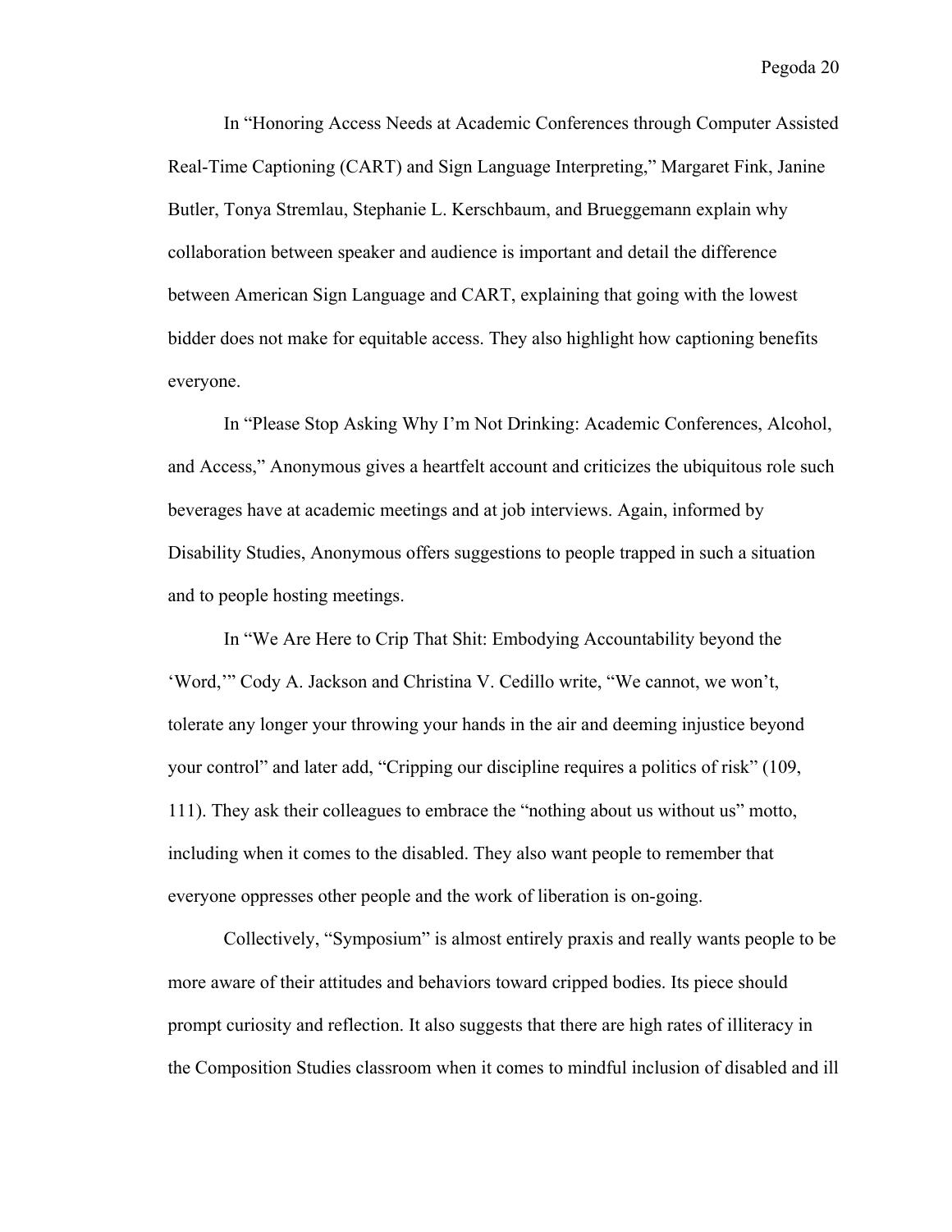In "Honoring Access Needs at Academic Conferences through Computer Assisted Real-Time Captioning (CART) and Sign Language Interpreting," Margaret Fink, Janine Butler, Tonya Stremlau, Stephanie L. Kerschbaum, and Brueggemann explain why collaboration between speaker and audience is important and detail the difference between American Sign Language and CART, explaining that going with the lowest bidder does not make for equitable access. They also highlight how captioning benefits everyone.

In "Please Stop Asking Why I'm Not Drinking: Academic Conferences, Alcohol, and Access," Anonymous gives a heartfelt account and criticizes the ubiquitous role such beverages have at academic meetings and at job interviews. Again, informed by Disability Studies, Anonymous offers suggestions to people trapped in such a situation and to people hosting meetings.

In "We Are Here to Crip That Shit: Embodying Accountability beyond the 'Word,'" Cody A. Jackson and Christina V. Cedillo write, "We cannot, we won't, tolerate any longer your throwing your hands in the air and deeming injustice beyond your control" and later add, "Cripping our discipline requires a politics of risk" (109, 111). They ask their colleagues to embrace the "nothing about us without us" motto, including when it comes to the disabled. They also want people to remember that everyone oppresses other people and the work of liberation is on-going.

Collectively, "Symposium" is almost entirely praxis and really wants people to be more aware of their attitudes and behaviors toward cripped bodies. Its piece should prompt curiosity and reflection. It also suggests that there are high rates of illiteracy in the Composition Studies classroom when it comes to mindful inclusion of disabled and ill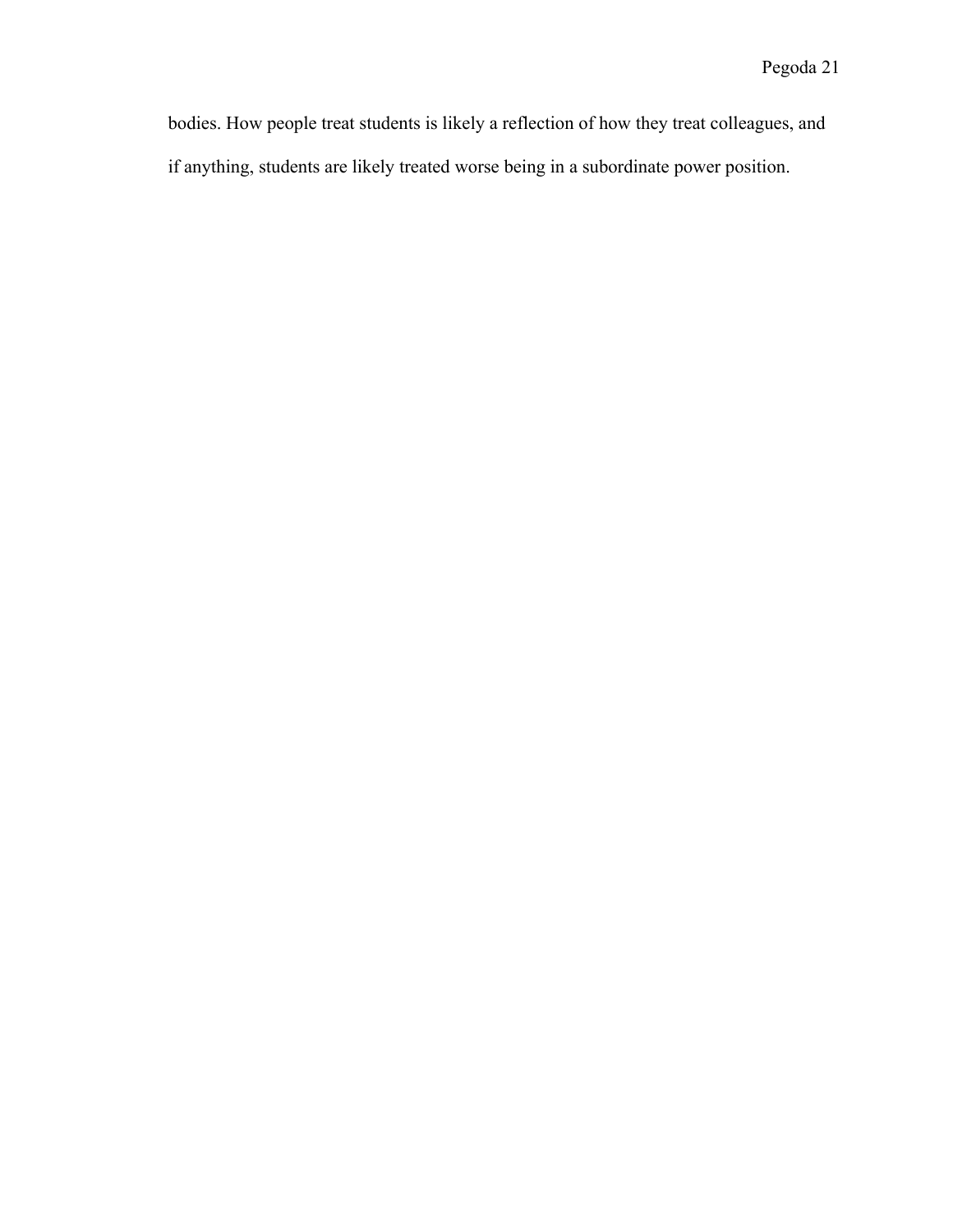bodies. How people treat students is likely a reflection of how they treat colleagues, and if anything, students are likely treated worse being in a subordinate power position.